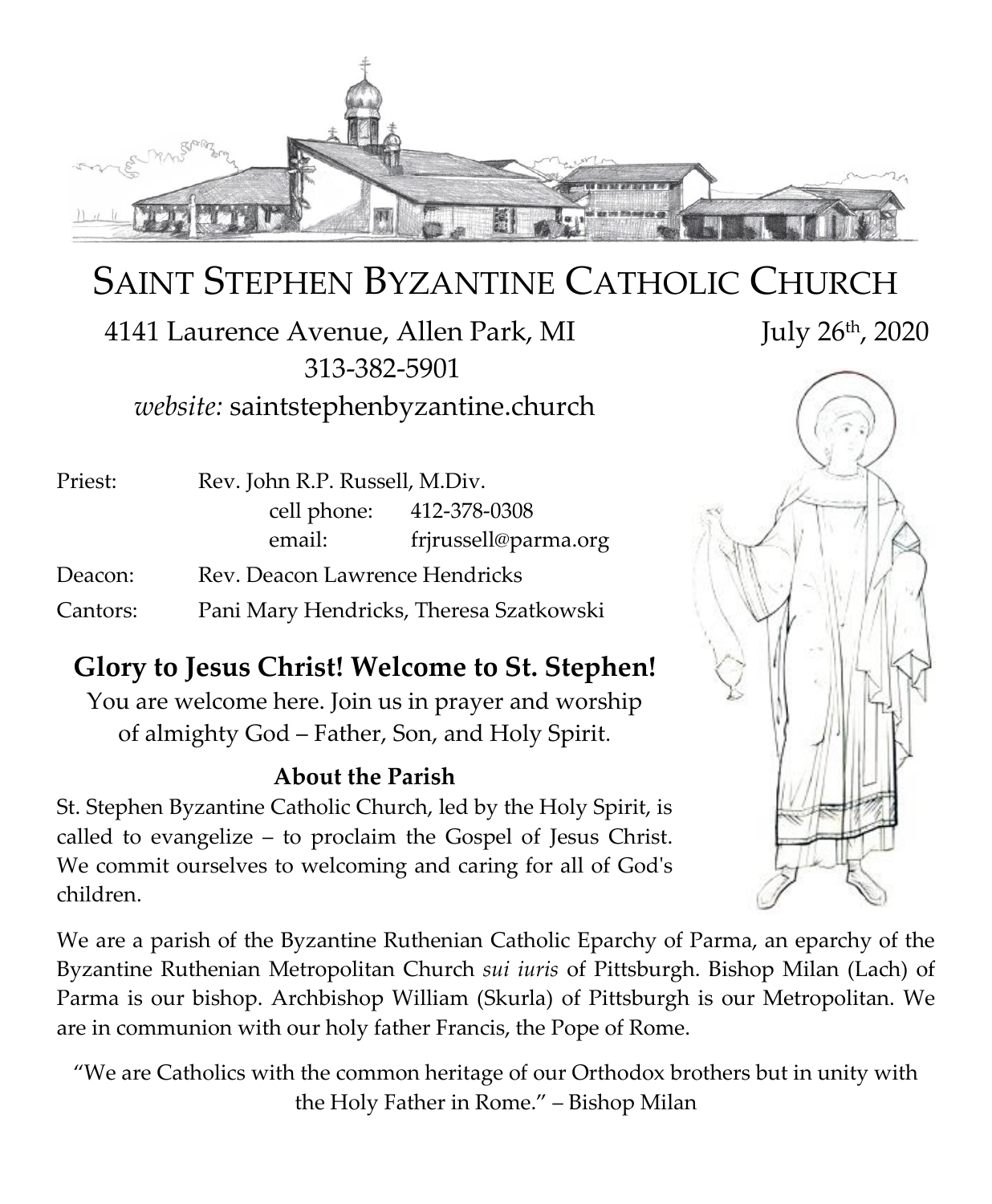# SAINT STEPHEN BYZANTINE CATHOLIC CHURCH

4141 Laurence Avenue, Allen Park, MI

July 26th, 2020

313-382-5901

*website:* saintstephenbyzantine.church

| | | |
|---|---|---|
| Priest: | Rev. John R.P. Russell, M.Div. | |
| | cell phone: | 412-378-0308 |
| | email: | frjrussell@parma.org |
| Deacon: | Rev. Deacon Lawrence Hendricks | |
| Cantors: | Pani Mary Hendricks, Theresa Szatkowski | |

## Glory to Jesus Christ! Welcome to St. Stephen!

You are welcome here. Join us in prayer and worship of almighty God – Father, Son, and Holy Spirit.

### About the Parish

St. Stephen Byzantine Catholic Church, led by the Holy Spirit, is called to evangelize – to proclaim the Gospel of Jesus Christ. We commit ourselves to welcoming and caring for all of God's children.

We are a parish of the Byzantine Ruthenian Catholic Eparchy of Parma, an eparchy of the Byzantine Ruthenian Metropolitan Church *sui iuris* of Pittsburgh. Bishop Milan (Lach) of Parma is our bishop. Archbishop William (Skurla) of Pittsburgh is our Metropolitan. We are in communion with our holy father Francis, the Pope of Rome.

"We are Catholics with the common heritage of our Orthodox brothers but in unity with the Holy Father in Rome." – Bishop Milan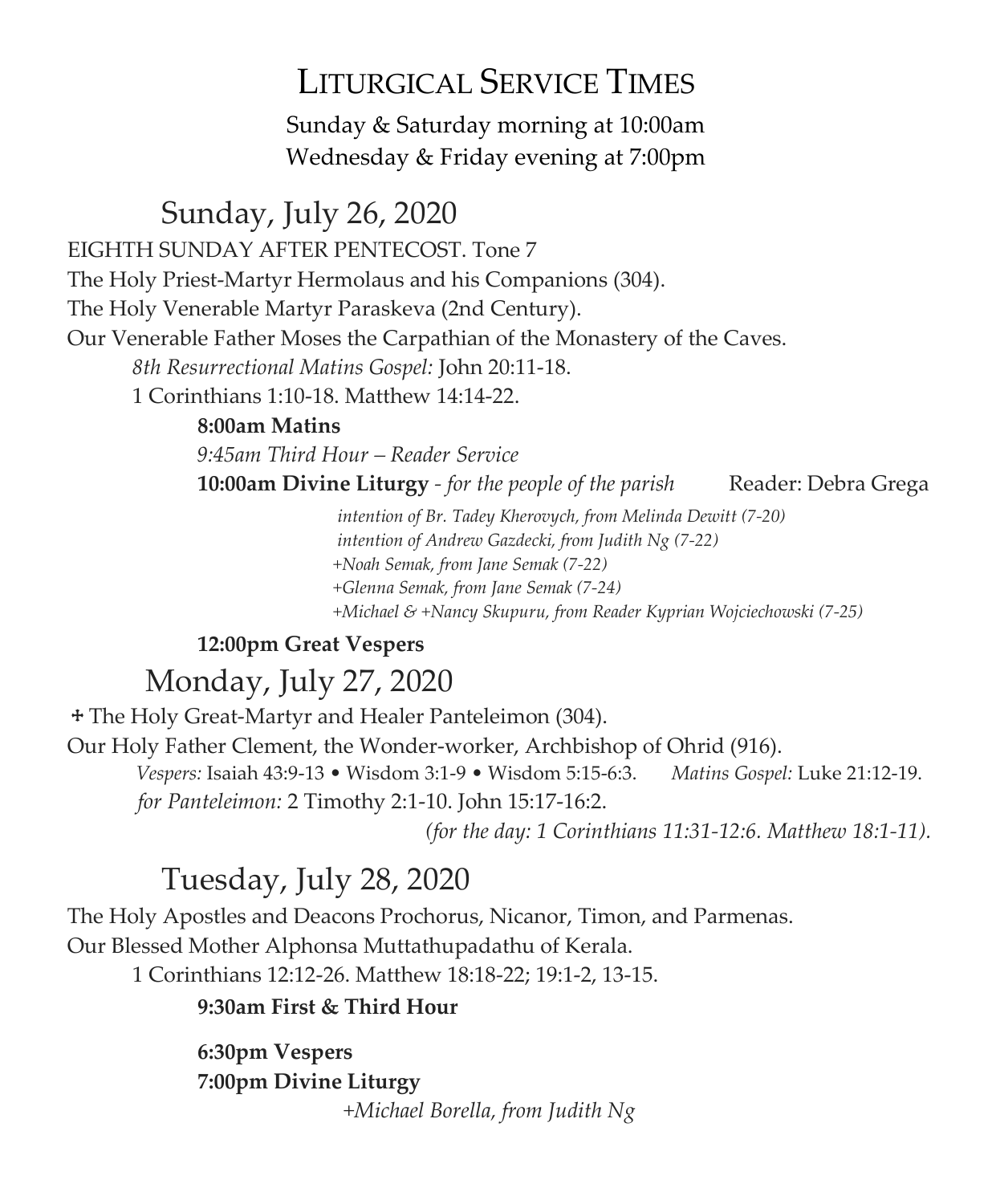# Liturgical Service Times

Sunday & Saturday morning at 10:00am
Wednesday & Friday evening at 7:00pm

## Sunday, July 26, 2020

EIGHTH SUNDAY AFTER PENTECOST. Tone 7
The Holy Priest-Martyr Hermolaus and his Companions (304).
The Holy Venerable Martyr Paraskeva (2nd Century).
Our Venerable Father Moses the Carpathian of the Monastery of the Caves.

*8th Resurrectional Matins Gospel:* John 20:11-18.
1 Corinthians 1:10-18. Matthew 14:14-22.

**8:00am Matins**
*9:45am Third Hour – Reader Service*
**10:00am Divine Liturgy** - *for the people of the parish* Reader: Debra Grega

*intention of Br. Tadey Kherovych, from Melinda Dewitt (7-20)*
*intention of Andrew Gazdecki, from Judith Ng (7-22)*
*+Noah Semak, from Jane Semak (7-22)*
*+Glenna Semak, from Jane Semak (7-24)*
*+Michael & +Nancy Skupuru, from Reader Kyprian Wojciechowski (7-25)*

**12:00pm Great Vespers**

## Monday, July 27, 2020

☩ The Holy Great-Martyr and Healer Panteleimon (304).
Our Holy Father Clement, the Wonder-worker, Archbishop of Ohrid (916).

*Vespers:* Isaiah 43:9-13 • Wisdom 3:1-9 • Wisdom 5:15-6:3. *Matins Gospel:* Luke 21:12-19.
*for Panteleimon:* 2 Timothy 2:1-10. John 15:17-16:2.
*(for the day: 1 Corinthians 11:31-12:6. Matthew 18:1-11).*

## Tuesday, July 28, 2020

The Holy Apostles and Deacons Prochorus, Nicanor, Timon, and Parmenas.
Our Blessed Mother Alphonsa Muttathupadathu of Kerala.

1 Corinthians 12:12-26. Matthew 18:18-22; 19:1-2, 13-15.

**9:30am First & Third Hour**

**6:30pm Vespers**
**7:00pm Divine Liturgy**

*+Michael Borella, from Judith Ng*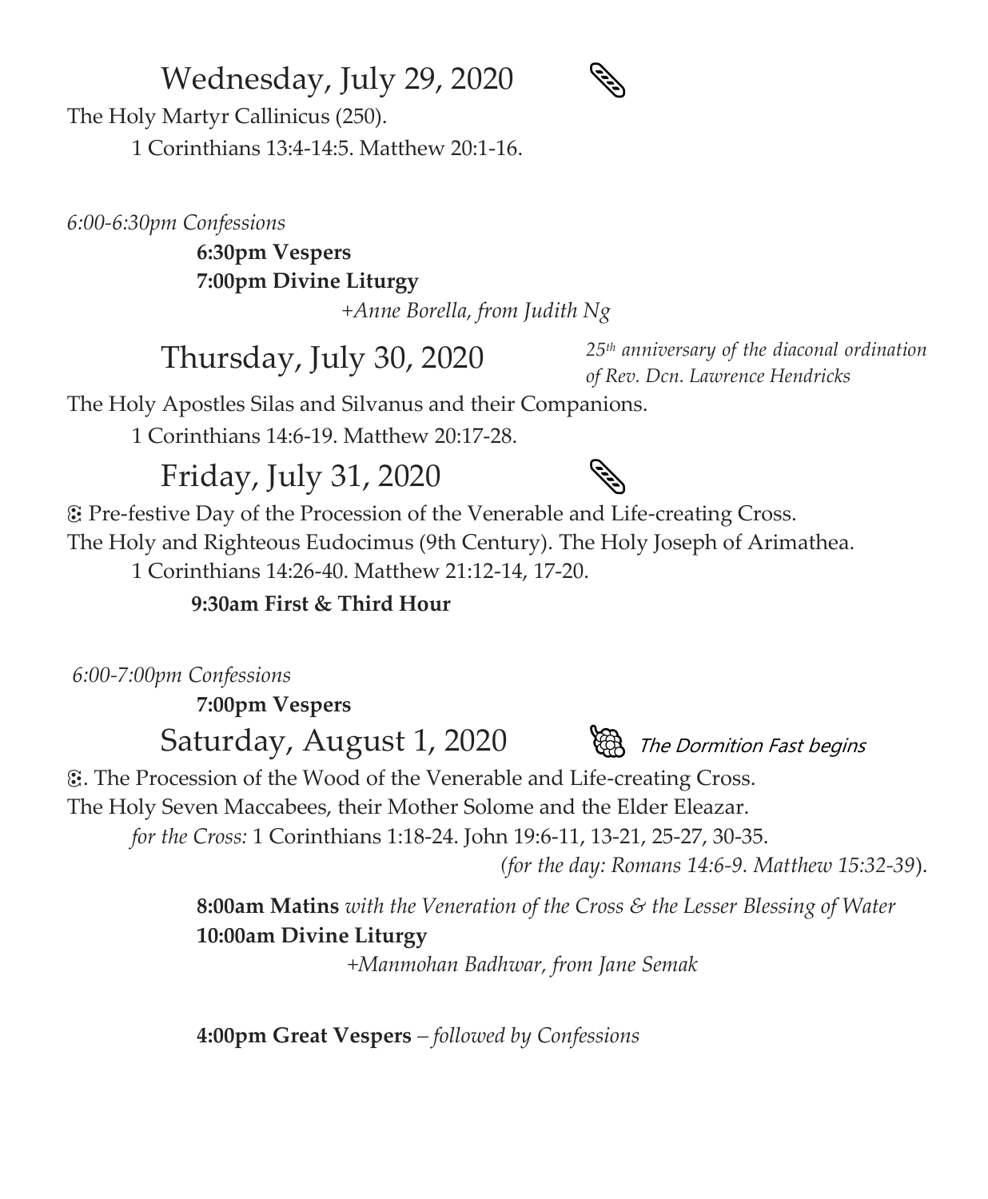## Wednesday, July 29, 2020

The Holy Martyr Callinicus (250).

1 Corinthians 13:4-14:5. Matthew 20:1-16.

*6:00-6:30pm Confessions*

**6:30pm Vespers**

**7:00pm Divine Liturgy**

*+Anne Borella, from Judith Ng*

## Thursday, July 30, 2020

*25th anniversary of the diaconal ordination of Rev. Dcn. Lawrence Hendricks*

The Holy Apostles Silas and Silvanus and their Companions.

1 Corinthians 14:6-19. Matthew 20:17-28.

## Friday, July 31, 2020

Pre-festive Day of the Procession of the Venerable and Life-creating Cross.

The Holy and Righteous Eudocimus (9th Century). The Holy Joseph of Arimathea.

1 Corinthians 14:26-40. Matthew 21:12-14, 17-20.

**9:30am First & Third Hour**

*6:00-7:00pm Confessions*

**7:00pm Vespers**

## Saturday, August 1, 2020

*The Dormition Fast begins*

. The Procession of the Wood of the Venerable and Life-creating Cross.

The Holy Seven Maccabees, their Mother Solome and the Elder Eleazar.

*for the Cross:* 1 Corinthians 1:18-24. John 19:6-11, 13-21, 25-27, 30-35.

(*for the day: Romans 14:6-9. Matthew 15:32-39*).

**8:00am Matins** *with the Veneration of the Cross & the Lesser Blessing of Water*

**10:00am Divine Liturgy**

*+Manmohan Badhwar, from Jane Semak*

**4:00pm Great Vespers** – *followed by Confessions*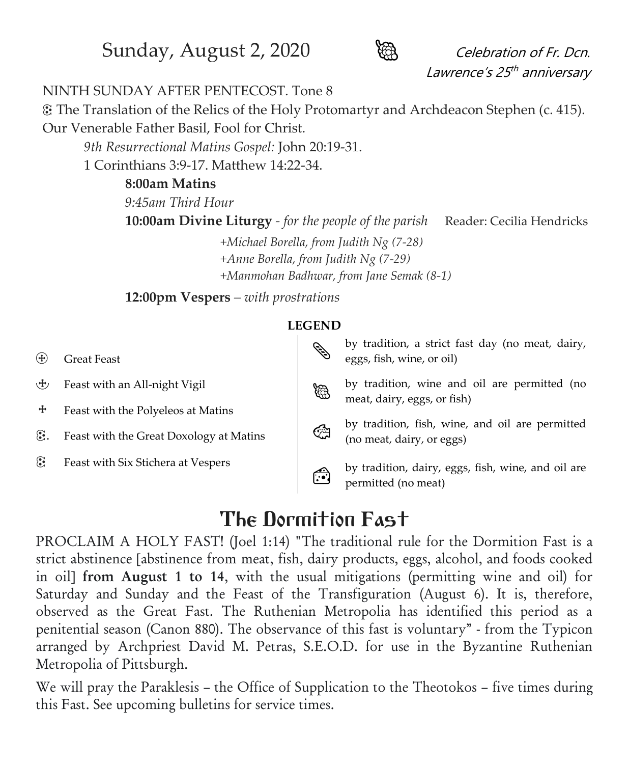Sunday, August 2, 2020 *Celebration of Fr. Dcn. Lawrence's 25th anniversary*

NINTH SUNDAY AFTER PENTECOST. Tone 8

The Translation of the Relics of the Holy Protomartyr and Archdeacon Stephen (c. 415). Our Venerable Father Basil, Fool for Christ.

*9th Resurrectional Matins Gospel:* John 20:19-31.

1 Corinthians 3:9-17. Matthew 14:22-34.

**8:00am Matins**

*9:45am Third Hour*

**10:00am Divine Liturgy** - *for the people of the parish* Reader: Cecilia Hendricks

*+Michael Borella, from Judith Ng (7-28)*
*+Anne Borella, from Judith Ng (7-29)*
*+Manmohan Badhwar, from Jane Semak (8-1)*

**12:00pm Vespers** – *with prostrations*

**LEGEND**

- ⊕ Great Feast
- Feast with an All-night Vigil
- Feast with the Polyeleos at Matins
- Feast with the Great Doxology at Matins
- Feast with Six Stichera at Vespers

- by tradition, a strict fast day (no meat, dairy, eggs, fish, wine, or oil)
- by tradition, wine and oil are permitted (no meat, dairy, eggs, or fish)
- by tradition, fish, wine, and oil are permitted (no meat, dairy, or eggs)
- by tradition, dairy, eggs, fish, wine, and oil are permitted (no meat)

# The Dormition Fast

PROCLAIM A HOLY FAST! (Joel 1:14) "The traditional rule for the Dormition Fast is a strict abstinence [abstinence from meat, fish, dairy products, eggs, alcohol, and foods cooked in oil] **from August 1 to 14**, with the usual mitigations (permitting wine and oil) for Saturday and Sunday and the Feast of the Transfiguration (August 6). It is, therefore, observed as the Great Fast. The Ruthenian Metropolia has identified this period as a penitential season (Canon 880). The observance of this fast is voluntary" - from the Typicon arranged by Archpriest David M. Petras, S.E.O.D. for use in the Byzantine Ruthenian Metropolia of Pittsburgh.

We will pray the Paraklesis – the Office of Supplication to the Theotokos – five times during this Fast. See upcoming bulletins for service times.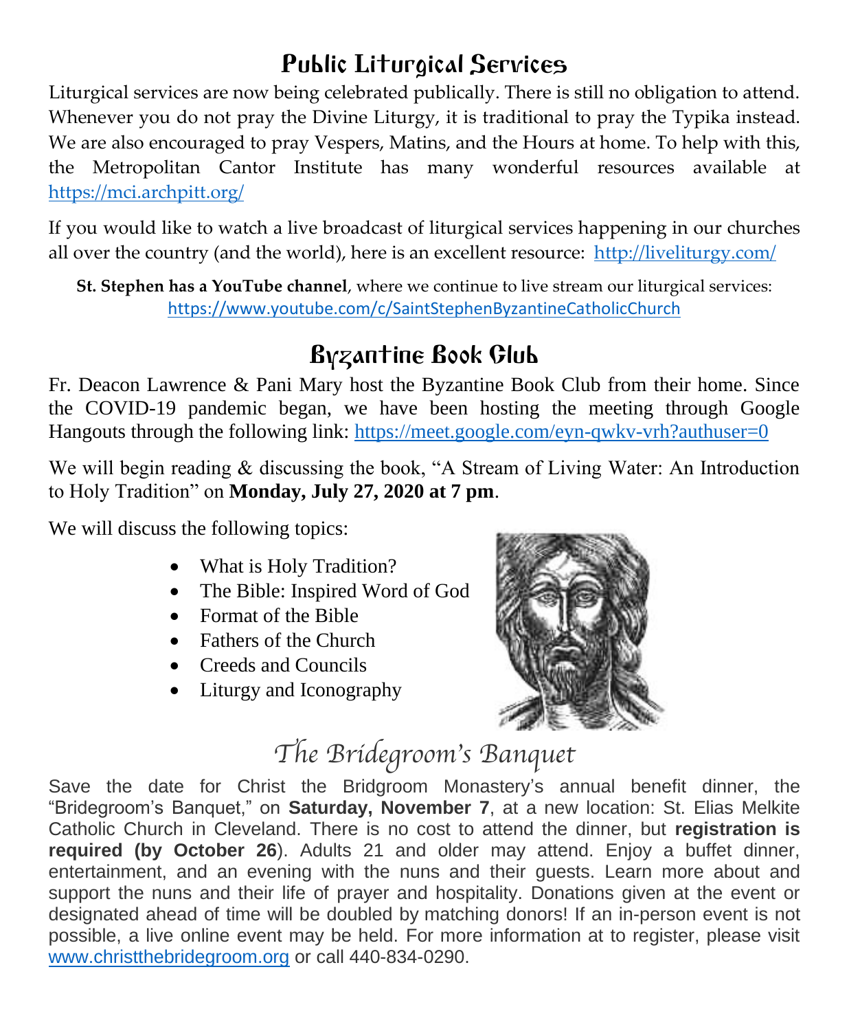## Public Liturgical Services

Liturgical services are now being celebrated publically. There is still no obligation to attend. Whenever you do not pray the Divine Liturgy, it is traditional to pray the Typika instead. We are also encouraged to pray Vespers, Matins, and the Hours at home. To help with this, the Metropolitan Cantor Institute has many wonderful resources available at https://mci.archpitt.org/

If you would like to watch a live broadcast of liturgical services happening in our churches all over the country (and the world), here is an excellent resource: http://liveliturgy.com/

**St. Stephen has a YouTube channel**, where we continue to live stream our liturgical services: https://www.youtube.com/c/SaintStephenByzantineCatholicChurch

## Byzantine Book Club

Fr. Deacon Lawrence & Pani Mary host the Byzantine Book Club from their home. Since the COVID-19 pandemic began, we have been hosting the meeting through Google Hangouts through the following link: https://meet.google.com/eyn-qwkv-vrh?authuser=0

We will begin reading & discussing the book, "A Stream of Living Water: An Introduction to Holy Tradition" on **Monday, July 27, 2020 at 7 pm**.

We will discuss the following topics:

- What is Holy Tradition?
- The Bible: Inspired Word of God
- Format of the Bible
- Fathers of the Church
- Creeds and Councils
- Liturgy and Iconography

## *The Bridegroom's Banquet*

Save the date for Christ the Bridgroom Monastery's annual benefit dinner, the "Bridegroom's Banquet," on **Saturday, November 7**, at a new location: St. Elias Melkite Catholic Church in Cleveland. There is no cost to attend the dinner, but **registration is required (by October 26**). Adults 21 and older may attend. Enjoy a buffet dinner, entertainment, and an evening with the nuns and their guests. Learn more about and support the nuns and their life of prayer and hospitality. Donations given at the event or designated ahead of time will be doubled by matching donors! If an in-person event is not possible, a live online event may be held. For more information at to register, please visit www.christthebridegroom.org or call 440-834-0290.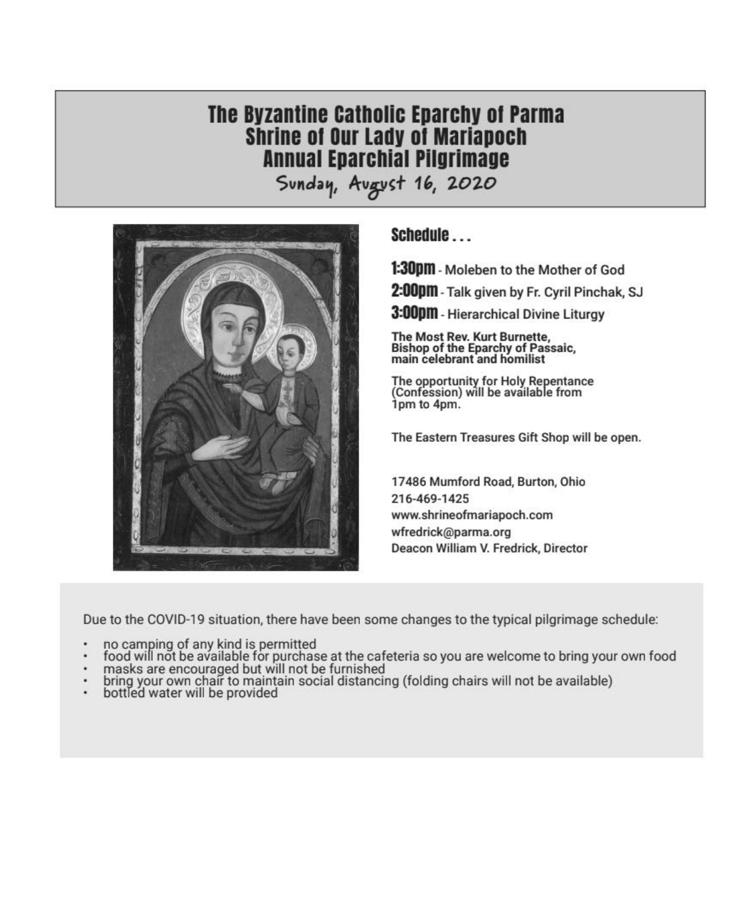# The Byzantine Catholic Eparchy of Parma
# Shrine of Our Lady of Mariapoch
# Annual Eparchial Pilgrimage

Sunday, August 16, 2020

## Schedule . . .

**1:30pm** - Moleben to the Mother of God

**2:00pm** - Talk given by Fr. Cyril Pinchak, SJ

**3:00pm** - Hierarchical Divine Liturgy

**The Most Rev. Kurt Burnette, Bishop of the Eparchy of Passaic, main celebrant and homilist**

**The opportunity for Holy Repentance (Confession) will be available from 1pm to 4pm.**

The Eastern Treasures Gift Shop will be open.

17486 Mumford Road, Burton, Ohio
216-469-1425
www.shrineofmariapoch.com
wfredrick@parma.org
Deacon William V. Fredrick, Director

Due to the COVID-19 situation, there have been some changes to the typical pilgrimage schedule:

- no camping of any kind is permitted
- food will not be available for purchase at the cafeteria so you are welcome to bring your own food
- masks are encouraged but will not be furnished
- bring your own chair to maintain social distancing (folding chairs will not be available)
- bottled water will be provided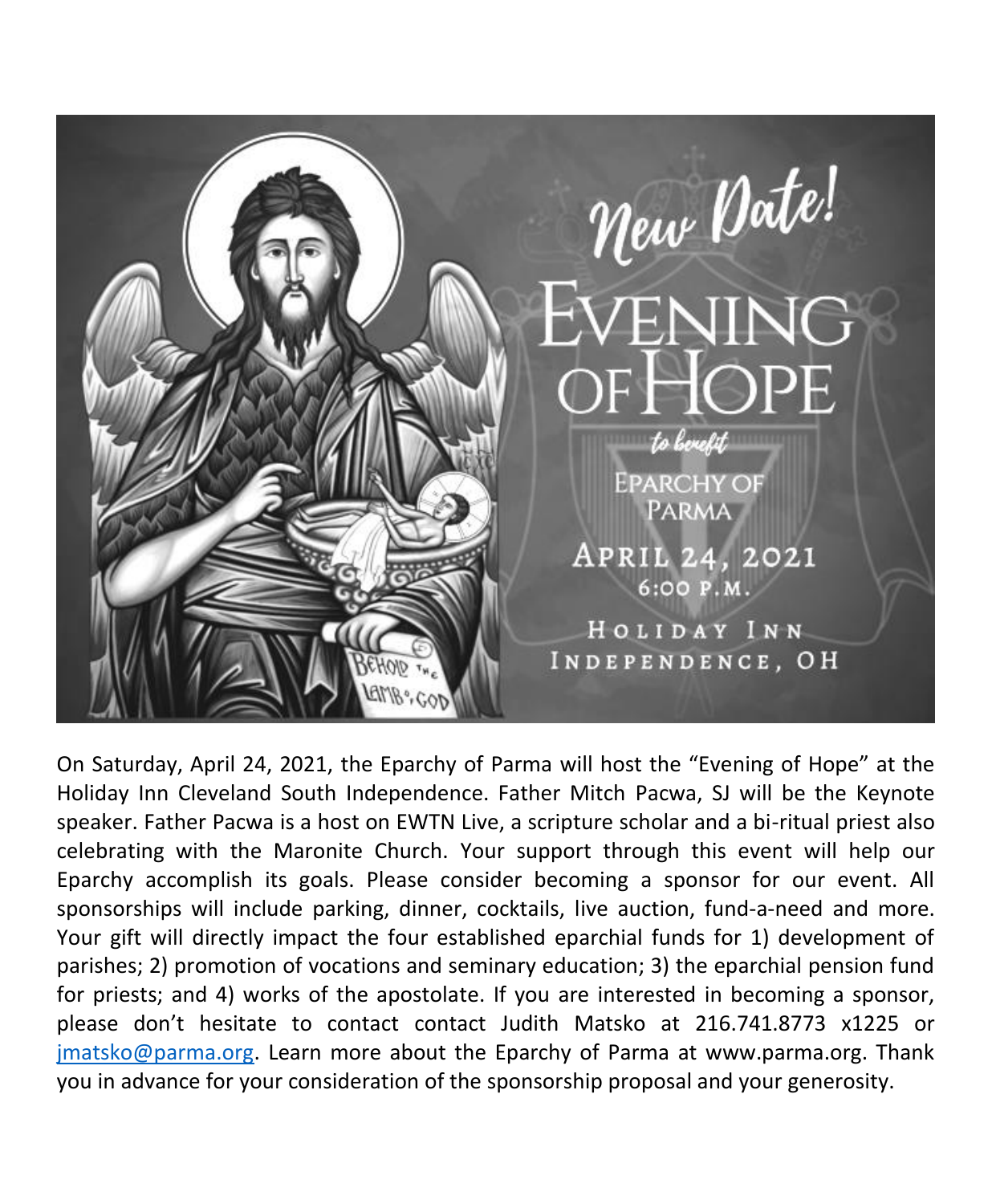New Date!

# EVENING OF HOPE

*to benefit*

EPARCHY OF PARMA

APRIL 24, 2021
6:00 P.M.

HOLIDAY INN
INDEPENDENCE, OH

On Saturday, April 24, 2021, the Eparchy of Parma will host the "Evening of Hope" at the Holiday Inn Cleveland South Independence. Father Mitch Pacwa, SJ will be the Keynote speaker. Father Pacwa is a host on EWTN Live, a scripture scholar and a bi-ritual priest also celebrating with the Maronite Church. Your support through this event will help our Eparchy accomplish its goals. Please consider becoming a sponsor for our event. All sponsorships will include parking, dinner, cocktails, live auction, fund-a-need and more. Your gift will directly impact the four established eparchial funds for 1) development of parishes; 2) promotion of vocations and seminary education; 3) the eparchial pension fund for priests; and 4) works of the apostolate. If you are interested in becoming a sponsor, please don't hesitate to contact contact Judith Matsko at 216.741.8773 x1225 or jmatsko@parma.org. Learn more about the Eparchy of Parma at www.parma.org. Thank you in advance for your consideration of the sponsorship proposal and your generosity.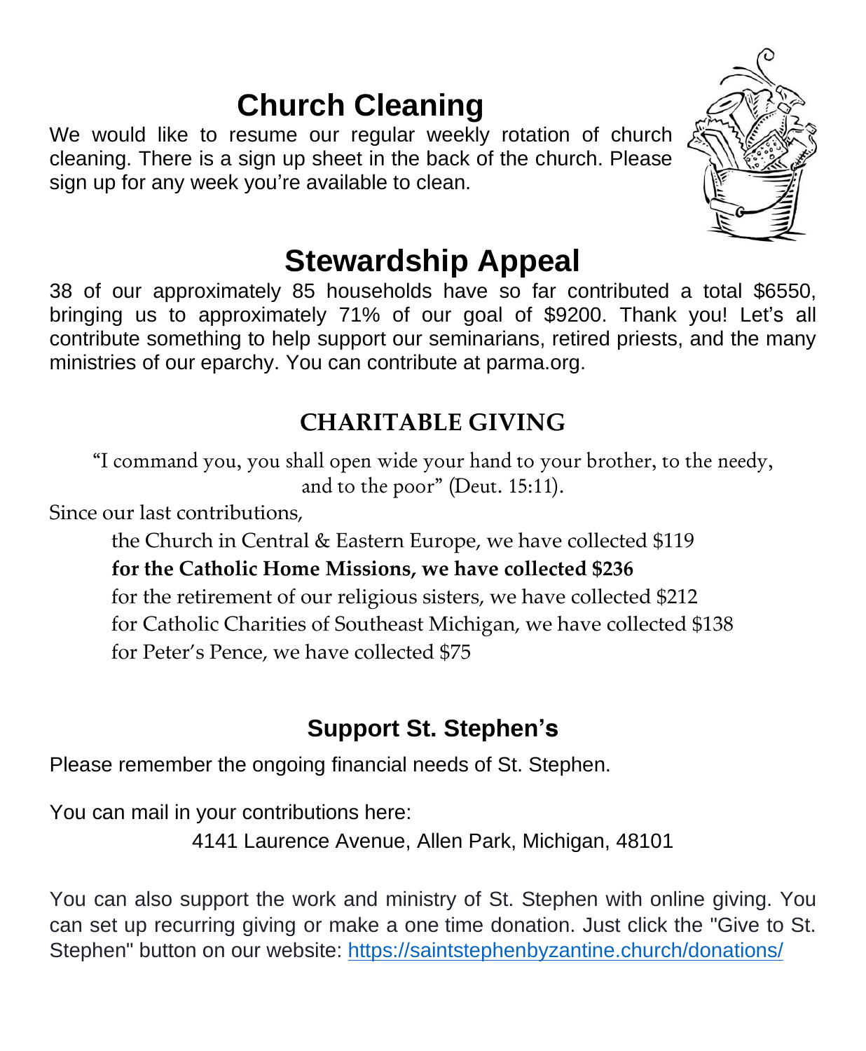# Church Cleaning

We would like to resume our regular weekly rotation of church cleaning. There is a sign up sheet in the back of the church. Please sign up for any week you're available to clean.

# Stewardship Appeal

38 of our approximately 85 households have so far contributed a total $6550, bringing us to approximately 71% of our goal of $9200. Thank you! Let's all contribute something to help support our seminarians, retired priests, and the many ministries of our eparchy. You can contribute at parma.org.

## CHARITABLE GIVING

"I command you, you shall open wide your hand to your brother, to the needy, and to the poor" (Deut. 15:11).

Since our last contributions,

the Church in Central & Eastern Europe, we have collected $119
**for the Catholic Home Missions, we have collected $236**
for the retirement of our religious sisters, we have collected $212
for Catholic Charities of Southeast Michigan, we have collected $138
for Peter's Pence, we have collected $75

## Support St. Stephen's

Please remember the ongoing financial needs of St. Stephen.

You can mail in your contributions here:

4141 Laurence Avenue, Allen Park, Michigan, 48101

You can also support the work and ministry of St. Stephen with online giving. You can set up recurring giving or make a one time donation. Just click the "Give to St. Stephen" button on our website: https://saintstephenbyzantine.church/donations/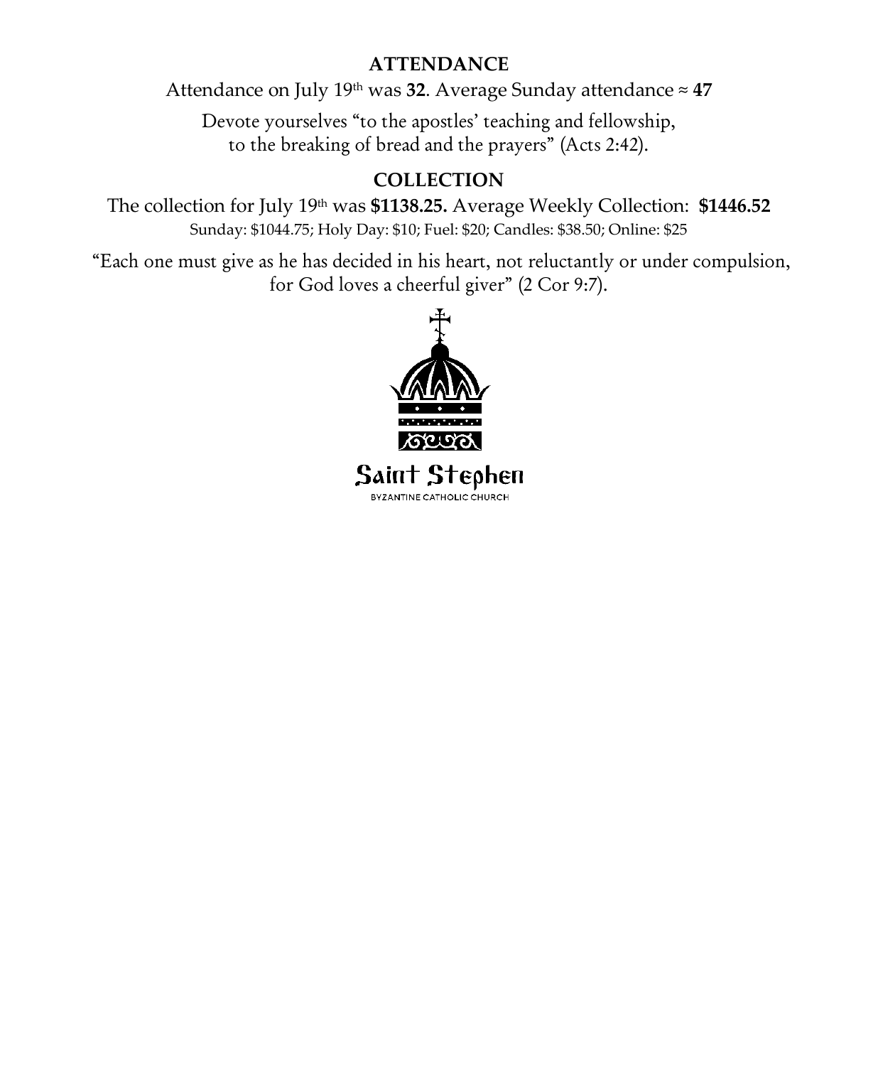## ATTENDANCE

Attendance on July 19th was **32**. Average Sunday attendance ≈ **47**

Devote yourselves "to the apostles' teaching and fellowship, to the breaking of bread and the prayers" (Acts 2:42).

## COLLECTION

The collection for July 19th was **$1138.25.** Average Weekly Collection: **$1446.52**

Sunday: $1044.75; Holy Day: $10; Fuel: $20; Candles: $38.50; Online: $25

"Each one must give as he has decided in his heart, not reluctantly or under compulsion, for God loves a cheerful giver" (2 Cor 9:7).

Saint Stephen

BYZANTINE CATHOLIC CHURCH